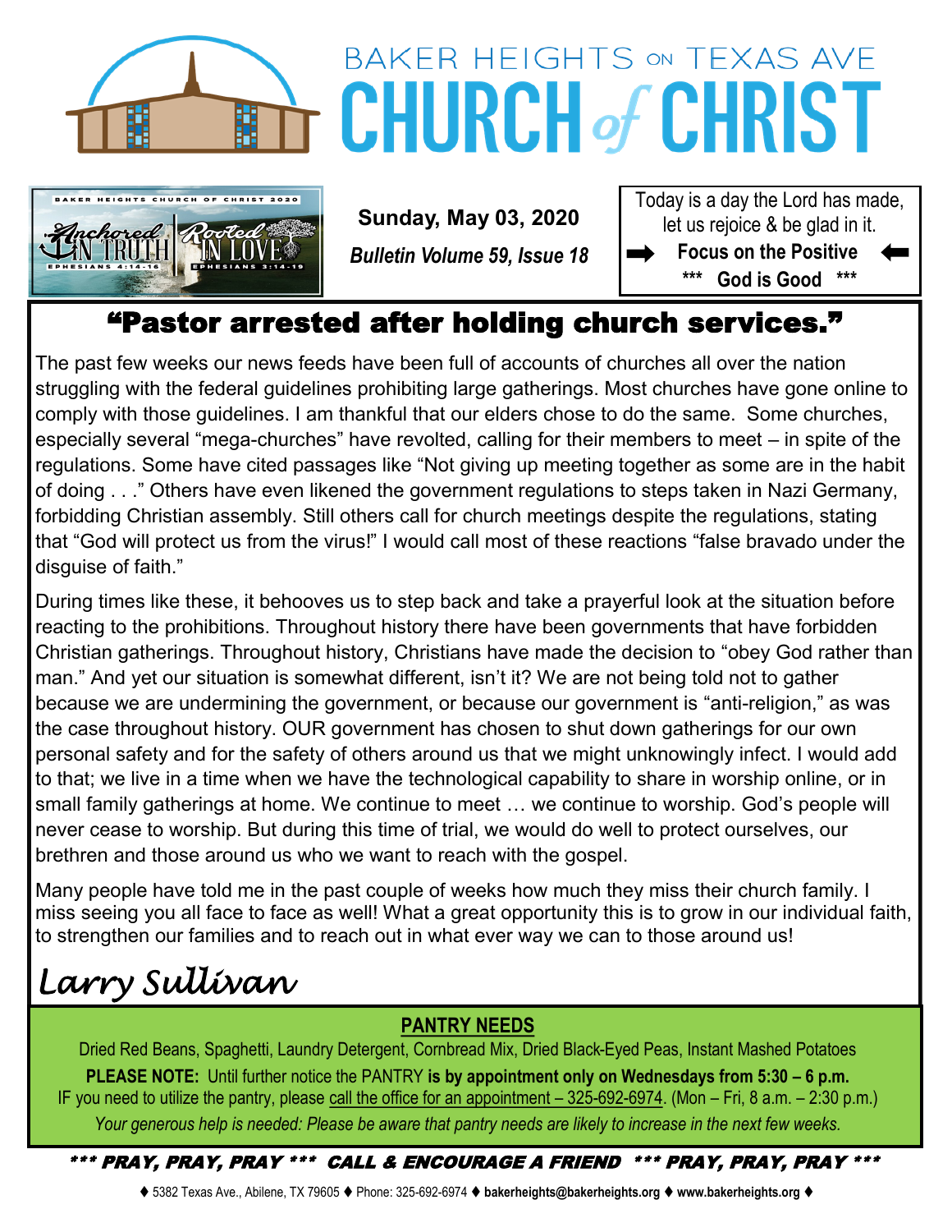# BAKER HEIGHTS ON TEXAS AVE CHURCH of CHRIST

BAKER HEIGHTS CHURCH OF CHRIST 2020
Anchored IN TRUTH EPHESIANS 4:14-16 Rooted IN LOVE EPHESIANS 3:14-19

**Sunday, May 03, 2020**

***Bulletin Volume 59, Issue 18***

Today is a day the Lord has made, let us rejoice & be glad in it.
**➡ Focus on the Positive ⬅**
**\*\*\* God is Good \*\*\***

## "Pastor arrested after holding church services."

The past few weeks our news feeds have been full of accounts of churches all over the nation struggling with the federal guidelines prohibiting large gatherings. Most churches have gone online to comply with those guidelines. I am thankful that our elders chose to do the same. Some churches, especially several "mega-churches" have revolted, calling for their members to meet – in spite of the regulations. Some have cited passages like "Not giving up meeting together as some are in the habit of doing . . ." Others have even likened the government regulations to steps taken in Nazi Germany, forbidding Christian assembly. Still others call for church meetings despite the regulations, stating that "God will protect us from the virus!" I would call most of these reactions "false bravado under the disguise of faith."

During times like these, it behooves us to step back and take a prayerful look at the situation before reacting to the prohibitions. Throughout history there have been governments that have forbidden Christian gatherings. Throughout history, Christians have made the decision to "obey God rather than man." And yet our situation is somewhat different, isn't it? We are not being told not to gather because we are undermining the government, or because our government is "anti-religion," as was the case throughout history. OUR government has chosen to shut down gatherings for our own personal safety and for the safety of others around us that we might unknowingly infect. I would add to that; we live in a time when we have the technological capability to share in worship online, or in small family gatherings at home. We continue to meet … we continue to worship. God's people will never cease to worship. But during this time of trial, we would do well to protect ourselves, our brethren and those around us who we want to reach with the gospel.

Many people have told me in the past couple of weeks how much they miss their church family. I miss seeing you all face to face as well! What a great opportunity this is to grow in our individual faith, to strengthen our families and to reach out in what ever way we can to those around us!

*Larry Sullivan*

**PANTRY NEEDS**

Dried Red Beans, Spaghetti, Laundry Detergent, Cornbread Mix, Dried Black-Eyed Peas, Instant Mashed Potatoes

**PLEASE NOTE:** Until further notice the PANTRY **is by appointment only on Wednesdays from 5:30 – 6 p.m.**
IF you need to utilize the pantry, please call the office for an appointment – 325-692-6974. (Mon – Fri, 8 a.m. – 2:30 p.m.)

*Your generous help is needed: Please be aware that pantry needs are likely to increase in the next few weeks.*

***\*\*\* PRAY, PRAY, PRAY \*\*\* CALL & ENCOURAGE A FRIEND \*\*\* PRAY, PRAY, PRAY \*\*\****

♦ 5382 Texas Ave., Abilene, TX 79605 ♦ Phone: 325-692-6974 ♦ **bakerheights@bakerheights.org** ♦ **www.bakerheights.org** ♦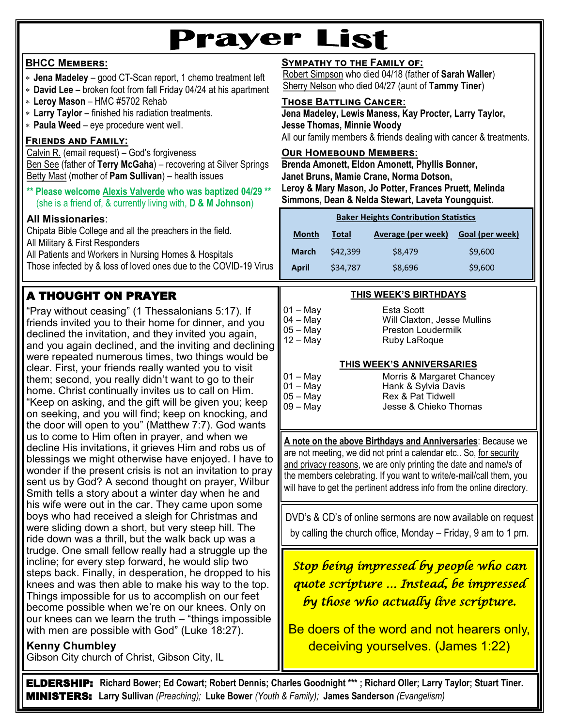# Prayer List

## BHCC Members:

- **Jena Madeley** – good CT-Scan report, 1 chemo treatment left
- **David Lee** – broken foot from fall Friday 04/24 at his apartment
- **Leroy Mason** – HMC #5702 Rehab
- **Larry Taylor** – finished his radiation treatments.
- **Paula Weed** – eye procedure went well.

## Friends and Family:

Calvin R. (email request) – God's forgiveness
Ben See (father of **Terry McGaha**) – recovering at Silver Springs
Betty Mast (mother of **Pam Sullivan**) – health issues

**\*\* Please welcome Alexis Valverde who was baptized 04/29 \*\***
(she is a friend of, & currently living with, **D & M Johnson**)

## All Missionaries:

Chipata Bible College and all the preachers in the field.
All Military & First Responders
All Patients and Workers in Nursing Homes & Hospitals
Those infected by & loss of loved ones due to the COVID-19 Virus

## Sympathy to the Family of:

Robert Simpson who died 04/18 (father of **Sarah Waller**)
Sherry Nelson who died 04/27 (aunt of **Tammy Tiner**)

## Those Battling Cancer:

**Jena Madeley, Lewis Maness, Kay Procter, Larry Taylor, Jesse Thomas, Minnie Woody**
All our family members & friends dealing with cancer & treatments.

## Our Homebound Members:

**Brenda Amonett, Eldon Amonett, Phyllis Bonner, Janet Bruns, Mamie Crane, Norma Dotson, Leroy & Mary Mason, Jo Potter, Frances Pruett, Melinda Simmons, Dean & Nelda Stewart, Laveta Youngquist.**

**Baker Heights Contribution Statistics**

| Month | Total | Average (per week) | Goal (per week) |
|---|---|---|---|
| March | $42,399 | $8,479 | $9,600 |
| April | $34,787 | $8,696 | $9,600 |

## A THOUGHT ON PRAYER

"Pray without ceasing" (1 Thessalonians 5:17). If friends invited you to their home for dinner, and you declined the invitation, and they invited you again, and you again declined, and the inviting and declining were repeated numerous times, two things would be clear. First, your friends really wanted you to visit them; second, you really didn't want to go to their home. Christ continually invites us to call on Him. "Keep on asking, and the gift will be given you; keep on seeking, and you will find; keep on knocking, and the door will open to you" (Matthew 7:7). God wants us to come to Him often in prayer, and when we decline His invitations, it grieves Him and robs us of blessings we might otherwise have enjoyed. I have to wonder if the present crisis is not an invitation to pray sent us by God? A second thought on prayer, Wilbur Smith tells a story about a winter day when he and his wife were out in the car. They came upon some boys who had received a sleigh for Christmas and were sliding down a short, but very steep hill. The ride down was a thrill, but the walk back up was a trudge. One small fellow really had a struggle up the incline; for every step forward, he would slip two steps back. Finally, in desperation, he dropped to his knees and was then able to make his way to the top. Things impossible for us to accomplish on our feet become possible when we're on our knees. Only on our knees can we learn the truth – "things impossible with men are possible with God" (Luke 18:27).

**Kenny Chumbley**
Gibson City church of Christ, Gibson City, IL

## THIS WEEK'S BIRTHDAYS

| | |
|---|---|
| 01 – May | Esta Scott |
| 04 – May | Will Claxton, Jesse Mullins |
| 05 – May | Preston Loudermilk |
| 12 – May | Ruby LaRoque |

## THIS WEEK'S ANNIVERSARIES

| | |
|---|---|
| 01 – May | Morris & Margaret Chancey |
| 01 – May | Hank & Sylvia Davis |
| 05 – May | Rex & Pat Tidwell |
| 09 – May | Jesse & Chieko Thomas |

**A note on the above Birthdays and Anniversaries**: Because we are not meeting, we did not print a calendar etc.. So, for security and privacy reasons, we are only printing the date and name/s of the members celebrating. If you want to write/e-mail/call them, you will have to get the pertinent address info from the online directory.

DVD's & CD's of online sermons are now available on request by calling the church office, Monday – Friday, 9 am to 1 pm.

*Stop being impressed by people who can quote scripture … Instead, be impressed by those who actually live scripture.*

Be doers of the word and not hearers only, deceiving yourselves. (James 1:22)

**ELDERSHIP:** **Richard Bower; Ed Cowart; Robert Dennis; Charles Goodnight \*\*\* ; Richard Oller; Larry Taylor; Stuart Tiner.**
**MINISTERS:** **Larry Sullivan** *(Preaching);* **Luke Bower** *(Youth & Family);* **James Sanderson** *(Evangelism)*